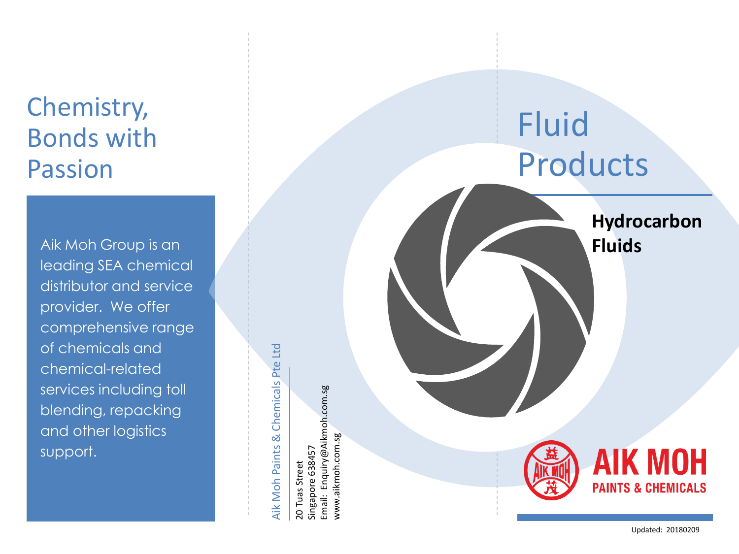# Chemistry, Bonds with Passion

Aik Moh Group is an leading SEA chemical distributor and service provider. We offer comprehensive range of chemicals and chemical-related services including toll blending, repacking and other logistics support.

Aik Moh Paints & Chemicals Pte Ltd

20 Tuas Street
Singapore 638457
Email: Enquiry@Aikmoh.com.sg
www.aikmoh.com.sg

# Fluid Products

## Hydrocarbon Fluids

AIK MOH
PAINTS & CHEMICALS

Updated: 20180209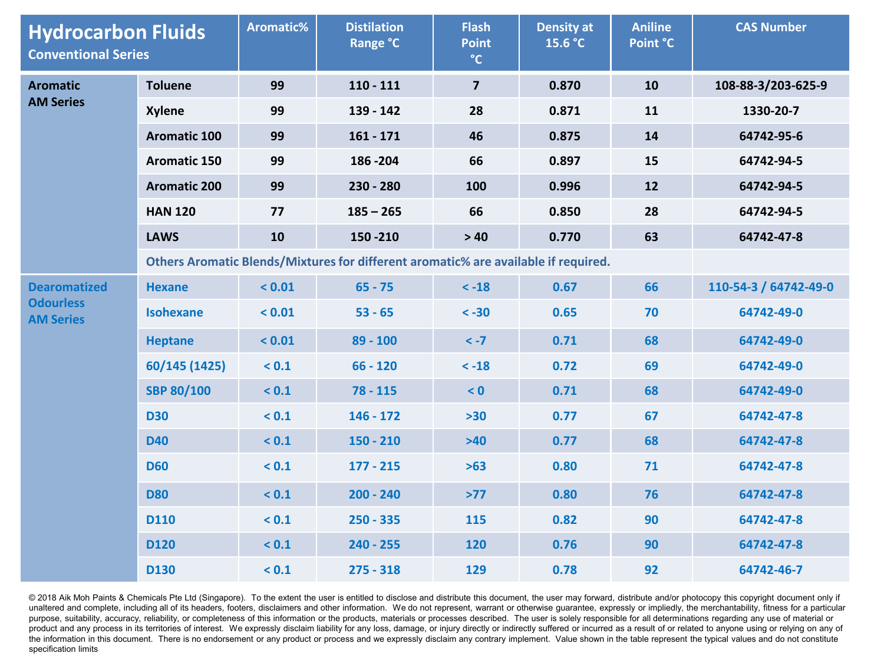| **Hydrocarbon Fluids** Conventional Series | | Aromatic% | Distilation Range °C | Flash Point °C | Density at 15.6 °C | Aniline Point °C | CAS Number |
|---|---|---|---|---|---|---|---|
| **Aromatic AM Series** | **Toluene** | 99 | 110 - 111 | 7 | 0.870 | 10 | 108-88-3/203-625-9 |
| | **Xylene** | 99 | 139 - 142 | 28 | 0.871 | 11 | 1330-20-7 |
| | **Aromatic 100** | 99 | 161 - 171 | 46 | 0.875 | 14 | 64742-95-6 |
| | **Aromatic 150** | 99 | 186 -204 | 66 | 0.897 | 15 | 64742-94-5 |
| | **Aromatic 200** | 99 | 230 - 280 | 100 | 0.996 | 12 | 64742-94-5 |
| | **HAN 120** | 77 | 185 – 265 | 66 | 0.850 | 28 | 64742-94-5 |
| | **LAWS** | 10 | 150 -210 | > 40 | 0.770 | 63 | 64742-47-8 |
| | Others Aromatic Blends/Mixtures for different aromatic% are available if required. | | | | | | |
| **Dearomatized Odourless AM Series** | **Hexane** | < 0.01 | 65 - 75 | < -18 | 0.67 | 66 | 110-54-3 / 64742-49-0 |
| | **Isohexane** | < 0.01 | 53 - 65 | < -30 | 0.65 | 70 | 64742-49-0 |
| | **Heptane** | < 0.01 | 89 - 100 | < -7 | 0.71 | 68 | 64742-49-0 |
| | **60/145 (1425)** | < 0.1 | 66 - 120 | < -18 | 0.72 | 69 | 64742-49-0 |
| | **SBP 80/100** | < 0.1 | 78 - 115 | < 0 | 0.71 | 68 | 64742-49-0 |
| | **D30** | < 0.1 | 146 - 172 | >30 | 0.77 | 67 | 64742-47-8 |
| | **D40** | < 0.1 | 150 - 210 | >40 | 0.77 | 68 | 64742-47-8 |
| | **D60** | < 0.1 | 177 - 215 | >63 | 0.80 | 71 | 64742-47-8 |
| | **D80** | < 0.1 | 200 - 240 | >77 | 0.80 | 76 | 64742-47-8 |
| | **D110** | < 0.1 | 250 - 335 | 115 | 0.82 | 90 | 64742-47-8 |
| | **D120** | < 0.1 | 240 - 255 | 120 | 0.76 | 90 | 64742-47-8 |
| | **D130** | < 0.1 | 275 - 318 | 129 | 0.78 | 92 | 64742-46-7 |

© 2018 Aik Moh Paints & Chemicals Pte Ltd (Singapore). To the extent the user is entitled to disclose and distribute this document, the user may forward, distribute and/or photocopy this copyright document only if unaltered and complete, including all of its headers, footers, disclaimers and other information. We do not represent, warrant or otherwise guarantee, expressly or impliedly, the merchantability, fitness for a particular purpose, suitability, accuracy, reliability, or completeness of this information or the products, materials or processes described. The user is solely responsible for all determinations regarding any use of material or product and any process in its territories of interest. We expressly disclaim liability for any loss, damage, or injury directly or indirectly suffered or incurred as a result of or related to anyone using or relying on any of the information in this document. There is no endorsement or any product or process and we expressly disclaim any contrary implement. Value shown in the table represent the typical values and do not constitute specification limits